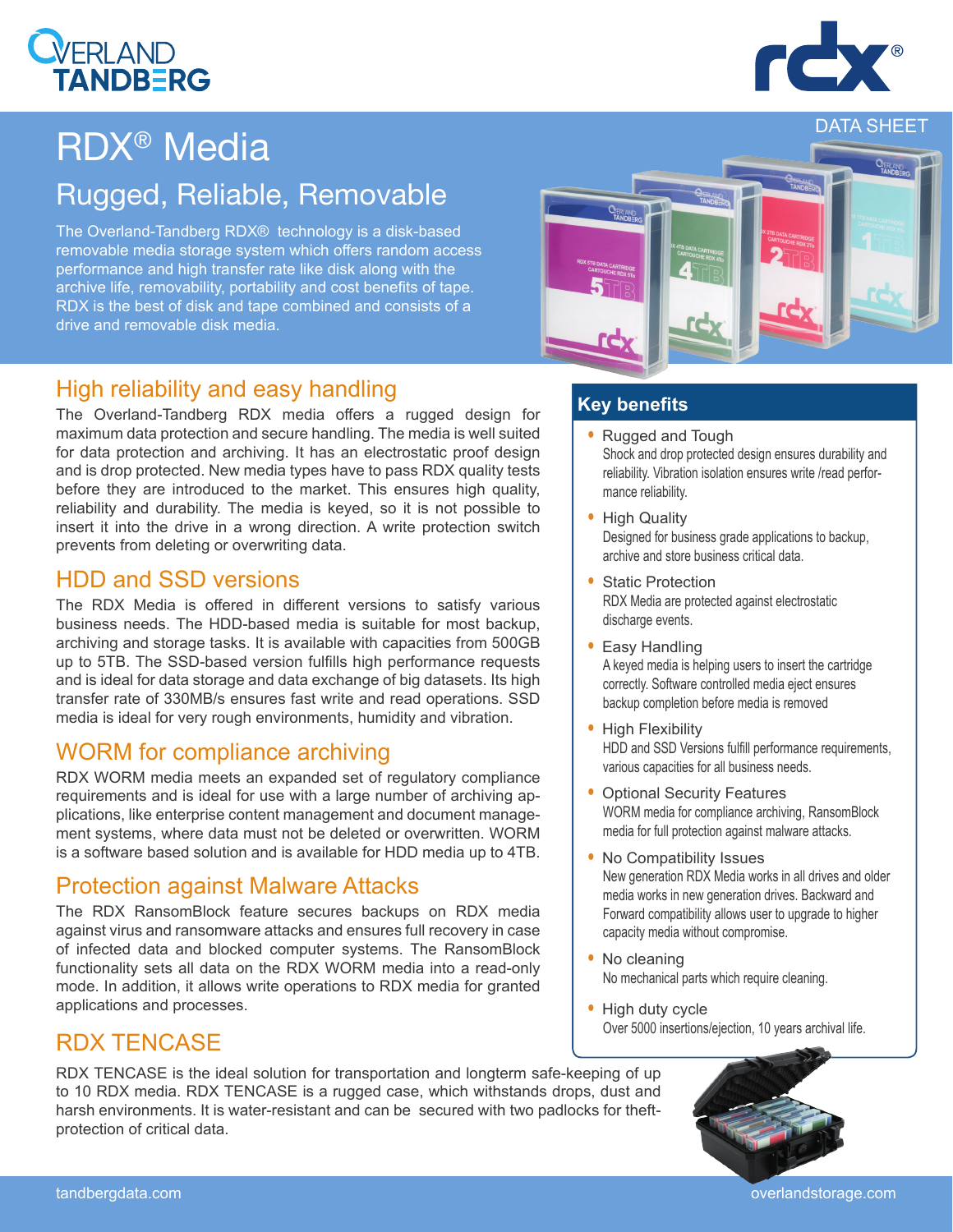DATA SHEET

# RDX® Media

## Rugged, Reliable, Removable

The Overland-Tandberg RDX® technology is a disk-based removable media storage system which offers random access performance and high transfer rate like disk along with the archive life, removability, portability and cost benefits of tape. RDX is the best of disk and tape combined and consists of a drive and removable disk media.

## High reliability and easy handling

The Overland-Tandberg RDX media offers a rugged design for maximum data protection and secure handling. The media is well suited for data protection and archiving. It has an electrostatic proof design and is drop protected. New media types have to pass RDX quality tests before they are introduced to the market. This ensures high quality, reliability and durability. The media is keyed, so it is not possible to insert it into the drive in a wrong direction. A write protection switch prevents from deleting or overwriting data.

## HDD and SSD versions

The RDX Media is offered in different versions to satisfy various business needs. The HDD-based media is suitable for most backup, archiving and storage tasks. It is available with capacities from 500GB up to 5TB. The SSD-based version fulfills high performance requests and is ideal for data storage and data exchange of big datasets. Its high transfer rate of 330MB/s ensures fast write and read operations. SSD media is ideal for very rough environments, humidity and vibration.

## WORM for compliance archiving

RDX WORM media meets an expanded set of regulatory compliance requirements and is ideal for use with a large number of archiving applications, like enterprise content management and document management systems, where data must not be deleted or overwritten. WORM is a software based solution and is available for HDD media up to 4TB.

## Protection against Malware Attacks

The RDX RansomBlock feature secures backups on RDX media against virus and ransomware attacks and ensures full recovery in case of infected data and blocked computer systems. The RansomBlock functionality sets all data on the RDX WORM media into a read-only mode. In addition, it allows write operations to RDX media for granted applications and processes.

## RDX TENCASE

RDX TENCASE is the ideal solution for transportation and longterm safe-keeping of up to 10 RDX media. RDX TENCASE is a rugged case, which withstands drops, dust and harsh environments. It is water-resistant and can be secured with two padlocks for theft-protection of critical data.

### Key benefits

- **Rugged and Tough**
  Shock and drop protected design ensures durability and reliability. Vibration isolation ensures write /read performance reliability.
- **High Quality**
  Designed for business grade applications to backup, archive and store business critical data.
- **Static Protection**
  RDX Media are protected against electrostatic discharge events.
- **Easy Handling**
  A keyed media is helping users to insert the cartridge correctly. Software controlled media eject ensures backup completion before media is removed
- **High Flexibility**
  HDD and SSD Versions fulfill performance requirements, various capacities for all business needs.
- **Optional Security Features**
  WORM media for compliance archiving, RansomBlock media for full protection against malware attacks.
- **No Compatibility Issues**
  New generation RDX Media works in all drives and older media works in new generation drives. Backward and Forward compatibility allows user to upgrade to higher capacity media without compromise.
- **No cleaning**
  No mechanical parts which require cleaning.
- **High duty cycle**
  Over 5000 insertions/ejection, 10 years archival life.

tandbergdata.com | overlandstorage.com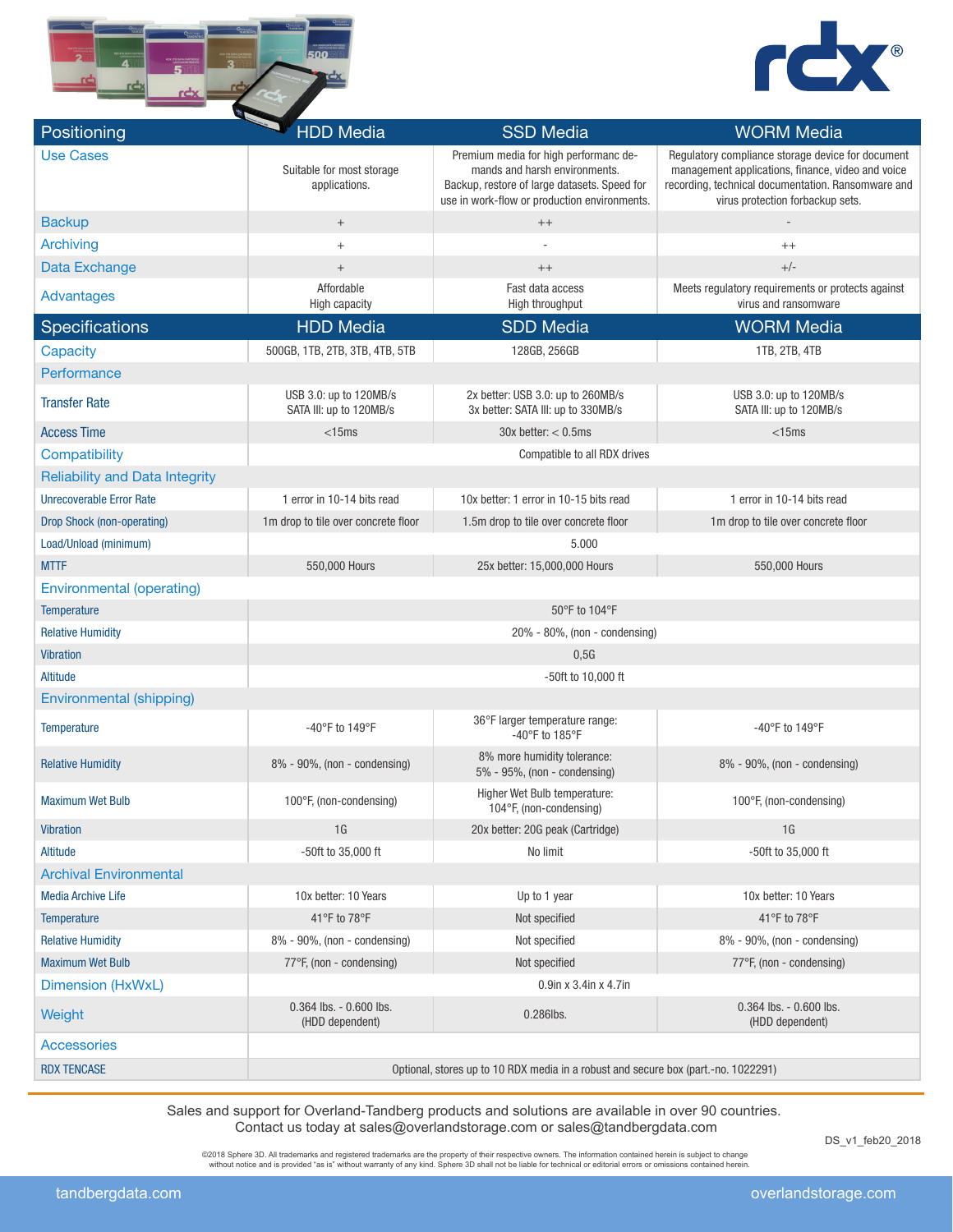| Positioning | HDD Media | SSD Media | WORM Media |
|---|---|---|---|
| Use Cases | Suitable for most storage applications. | Premium media for high performanc demands and harsh environments. Backup, restore of large datasets. Speed for use in work-flow or production environments. | Regulatory compliance storage device for document management applications, finance, video and voice recording, technical documentation. Ransomware and virus protection forbackup sets. |
| Backup | + | ++ | - |
| Archiving | + | - | ++ |
| Data Exchange | + | ++ | +/- |
| Advantages | Affordable<br>High capacity | Fast data access<br>High throughput | Meets regulatory requirements or protects against virus and ransomware |
| **Specifications** | **HDD Media** | **SDD Media** | **WORM Media** |
| Capacity | 500GB, 1TB, 2TB, 3TB, 4TB, 5TB | 128GB, 256GB | 1TB, 2TB, 4TB |
| Performance | | | |
| Transfer Rate | USB 3.0: up to 120MB/s<br>SATA III: up to 120MB/s | 2x better: USB 3.0: up to 260MB/s<br>3x better: SATA III: up to 330MB/s | USB 3.0: up to 120MB/s<br>SATA III: up to 120MB/s |
| Access Time | <15ms | 30x better: < 0.5ms | <15ms |
| Compatibility | Compatible to all RDX drives | | |
| Reliability and Data Integrity | | | |
| Unrecoverable Error Rate | 1 error in 10-14 bits read | 10x better: 1 error in 10-15 bits read | 1 error in 10-14 bits read |
| Drop Shock (non-operating) | 1m drop to tile over concrete floor | 1.5m drop to tile over concrete floor | 1m drop to tile over concrete floor |
| Load/Unload (minimum) | 5.000 | | |
| MTTF | 550,000 Hours | 25x better: 15,000,000 Hours | 550,000 Hours |
| Environmental (operating) | | | |
| Temperature | 50°F to 104°F | | |
| Relative Humidity | 20% - 80%, (non - condensing) | | |
| Vibration | 0,5G | | |
| Altitude | -50ft to 10,000 ft | | |
| Environmental (shipping) | | | |
| Temperature | -40°F to 149°F | 36°F larger temperature range:<br>-40°F to 185°F | -40°F to 149°F |
| Relative Humidity | 8% - 90%, (non - condensing) | 8% more humidity tolerance:<br>5% - 95%, (non - condensing) | 8% - 90%, (non - condensing) |
| Maximum Wet Bulb | 100°F, (non-condensing) | Higher Wet Bulb temperature:<br>104°F, (non-condensing) | 100°F, (non-condensing) |
| Vibration | 1G | 20x better: 20G peak (Cartridge) | 1G |
| Altitude | -50ft to 35,000 ft | No limit | -50ft to 35,000 ft |
| Archival Environmental | | | |
| Media Archive Life | 10x better: 10 Years | Up to 1 year | 10x better: 10 Years |
| Temperature | 41°F to 78°F | Not specified | 41°F to 78°F |
| Relative Humidity | 8% - 90%, (non - condensing) | Not specified | 8% - 90%, (non - condensing) |
| Maximum Wet Bulb | 77°F, (non - condensing) | Not specified | 77°F, (non - condensing) |
| Dimension (HxWxL) | 0.9in x 3.4in x 4.7in | | |
| Weight | 0.364 lbs. - 0.600 lbs.<br>(HDD dependent) | 0.286lbs. | 0.364 lbs. - 0.600 lbs.<br>(HDD dependent) |
| Accessories | | | |
| RDX TENCASE | Optional, stores up to 10 RDX media in a robust and secure box (part.-no. 1022291) | | |

Sales and support for Overland-Tandberg products and solutions are available in over 90 countries.
Contact us today at sales@overlandstorage.com or sales@tandbergdata.com

DS_v1_feb20_2018

©2018 Sphere 3D. All trademarks and registered trademarks are the property of their respective owners. The information contained herein is subject to change without notice and is provided "as is" without warranty of any kind. Sphere 3D shall not be liable for technical or editorial errors or omissions contained herein.

tandbergdata.com overlandstorage.com